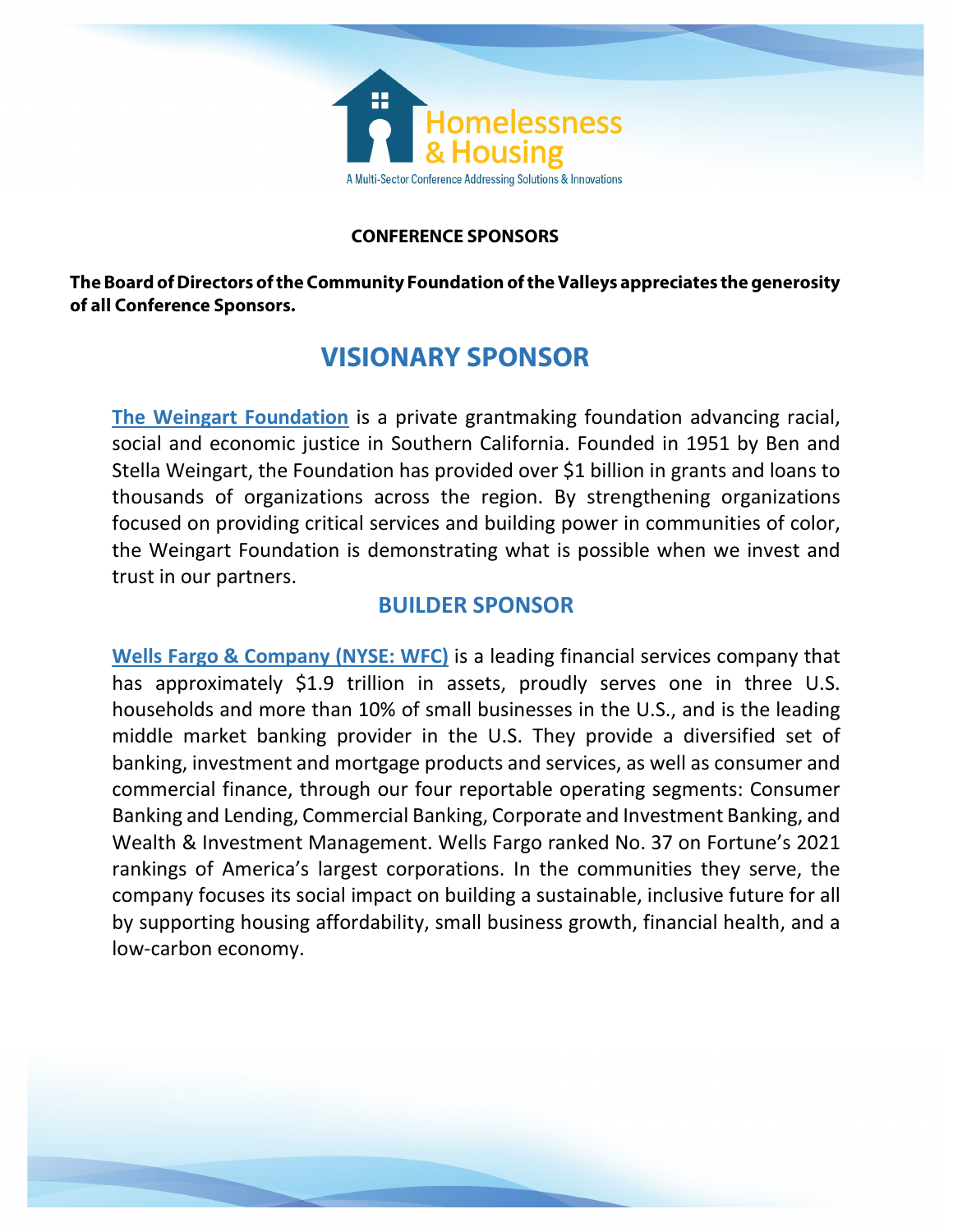Homelessness & Housing

A Multi-Sector Conference Addressing Solutions & Innovations

**CONFERENCE SPONSORS**

**The Board of Directors of the Community Foundation of the Valleys appreciates the generosity of all Conference Sponsors.**

# VISIONARY SPONSOR

**The Weingart Foundation** is a private grantmaking foundation advancing racial, social and economic justice in Southern California. Founded in 1951 by Ben and Stella Weingart, the Foundation has provided over $1 billion in grants and loans to thousands of organizations across the region. By strengthening organizations focused on providing critical services and building power in communities of color, the Weingart Foundation is demonstrating what is possible when we invest and trust in our partners.

## BUILDER SPONSOR

**Wells Fargo & Company (NYSE: WFC)** is a leading financial services company that has approximately $1.9 trillion in assets, proudly serves one in three U.S. households and more than 10% of small businesses in the U.S., and is the leading middle market banking provider in the U.S. They provide a diversified set of banking, investment and mortgage products and services, as well as consumer and commercial finance, through our four reportable operating segments: Consumer Banking and Lending, Commercial Banking, Corporate and Investment Banking, and Wealth & Investment Management. Wells Fargo ranked No. 37 on Fortune's 2021 rankings of America's largest corporations. In the communities they serve, the company focuses its social impact on building a sustainable, inclusive future for all by supporting housing affordability, small business growth, financial health, and a low-carbon economy.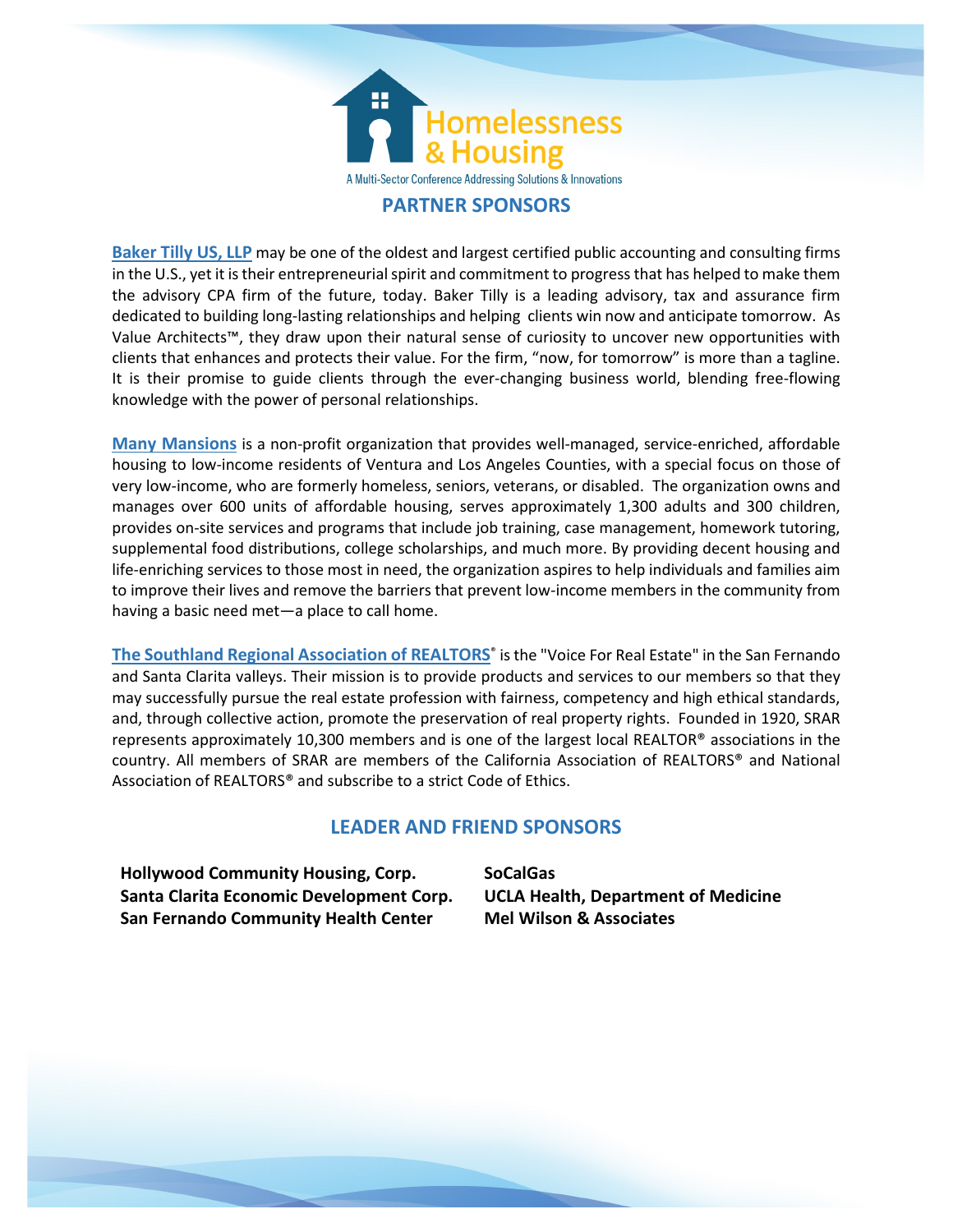Homelessness & Housing

A Multi-Sector Conference Addressing Solutions & Innovations

## PARTNER SPONSORS

**Baker Tilly US, LLP** may be one of the oldest and largest certified public accounting and consulting firms in the U.S., yet it is their entrepreneurial spirit and commitment to progress that has helped to make them the advisory CPA firm of the future, today. Baker Tilly is a leading advisory, tax and assurance firm dedicated to building long-lasting relationships and helping clients win now and anticipate tomorrow. As Value Architects™, they draw upon their natural sense of curiosity to uncover new opportunities with clients that enhances and protects their value. For the firm, "now, for tomorrow" is more than a tagline. It is their promise to guide clients through the ever-changing business world, blending free-flowing knowledge with the power of personal relationships.

**Many Mansions** is a non-profit organization that provides well-managed, service-enriched, affordable housing to low-income residents of Ventura and Los Angeles Counties, with a special focus on those of very low-income, who are formerly homeless, seniors, veterans, or disabled. The organization owns and manages over 600 units of affordable housing, serves approximately 1,300 adults and 300 children, provides on-site services and programs that include job training, case management, homework tutoring, supplemental food distributions, college scholarships, and much more. By providing decent housing and life-enriching services to those most in need, the organization aspires to help individuals and families aim to improve their lives and remove the barriers that prevent low-income members in the community from having a basic need met—a place to call home.

**The Southland Regional Association of REALTORS®** is the "Voice For Real Estate" in the San Fernando and Santa Clarita valleys. Their mission is to provide products and services to our members so that they may successfully pursue the real estate profession with fairness, competency and high ethical standards, and, through collective action, promote the preservation of real property rights. Founded in 1920, SRAR represents approximately 10,300 members and is one of the largest local REALTOR® associations in the country. All members of SRAR are members of the California Association of REALTORS® and National Association of REALTORS® and subscribe to a strict Code of Ethics.

## LEADER AND FRIEND SPONSORS

**Hollywood Community Housing, Corp.**
**Santa Clarita Economic Development Corp.**
**San Fernando Community Health Center**
**SoCalGas**
**UCLA Health, Department of Medicine**
**Mel Wilson & Associates**